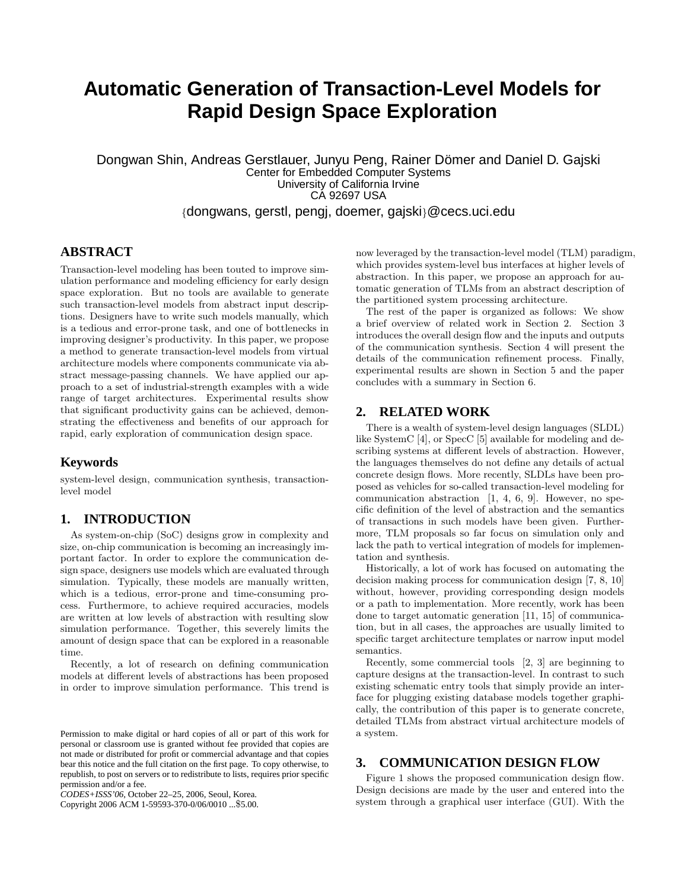# Automatic Generation of Transaction-Level Models for Rapid Design Space Exploration

Dongwan Shin, Andreas Gerstlauer, Junyu Peng, Rainer Dömer and Daniel D. Gajski
Center for Embedded Computer Systems
University of California Irvine
CA 92697 USA
{dongwans, gerstl, pengj, doemer, gajski}@cecs.uci.edu

## ABSTRACT

Transaction-level modeling has been touted to improve simulation performance and modeling efficiency for early design space exploration. But no tools are available to generate such transaction-level models from abstract input descriptions. Designers have to write such models manually, which is a tedious and error-prone task, and one of bottlenecks in improving designer's productivity. In this paper, we propose a method to generate transaction-level models from virtual architecture models where components communicate via abstract message-passing channels. We have applied our approach to a set of industrial-strength examples with a wide range of target architectures. Experimental results show that significant productivity gains can be achieved, demonstrating the effectiveness and benefits of our approach for rapid, early exploration of communication design space.

## Keywords

system-level design, communication synthesis, transaction-level model

## 1. INTRODUCTION

As system-on-chip (SoC) designs grow in complexity and size, on-chip communication is becoming an increasingly important factor. In order to explore the communication design space, designers use models which are evaluated through simulation. Typically, these models are manually written, which is a tedious, error-prone and time-consuming process. Furthermore, to achieve required accuracies, models are written at low levels of abstraction with resulting slow simulation performance. Together, this severely limits the amount of design space that can be explored in a reasonable time.

Recently, a lot of research on defining communication models at different levels of abstractions has been proposed in order to improve simulation performance. This trend is now leveraged by the transaction-level model (TLM) paradigm, which provides system-level bus interfaces at higher levels of abstraction. In this paper, we propose an approach for automatic generation of TLMs from an abstract description of the partitioned system processing architecture.

The rest of the paper is organized as follows: We show a brief overview of related work in Section 2. Section 3 introduces the overall design flow and the inputs and outputs of the communication synthesis. Section 4 will present the details of the communication refinement process. Finally, experimental results are shown in Section 5 and the paper concludes with a summary in Section 6.

## 2. RELATED WORK

There is a wealth of system-level design languages (SLDL) like SystemC [4], or SpecC [5] available for modeling and describing systems at different levels of abstraction. However, the languages themselves do not define any details of actual concrete design flows. More recently, SLDLs have been proposed as vehicles for so-called transaction-level modeling for communication abstraction [1, 4, 6, 9]. However, no specific definition of the level of abstraction and the semantics of transactions in such models have been given. Furthermore, TLM proposals so far focus on simulation only and lack the path to vertical integration of models for implementation and synthesis.

Historically, a lot of work has focused on automating the decision making process for communication design [7, 8, 10] without, however, providing corresponding design models or a path to implementation. More recently, work has been done to target automatic generation [11, 15] of communication, but in all cases, the approaches are usually limited to specific target architecture templates or narrow input model semantics.

Recently, some commercial tools [2, 3] are beginning to capture designs at the transaction-level. In contrast to such existing schematic entry tools that simply provide an interface for plugging existing database models together graphically, the contribution of this paper is to generate concrete, detailed TLMs from abstract virtual architecture models of a system.

## 3. COMMUNICATION DESIGN FLOW

Figure 1 shows the proposed communication design flow. Design decisions are made by the user and entered into the system through a graphical user interface (GUI). With the

Permission to make digital or hard copies of all or part of this work for personal or classroom use is granted without fee provided that copies are not made or distributed for profit or commercial advantage and that copies bear this notice and the full citation on the first page. To copy otherwise, to republish, to post on servers or to redistribute to lists, requires prior specific permission and/or a fee.
*CODES+ISSS'06*, October 22–25, 2006, Seoul, Korea.
Copyright 2006 ACM 1-59593-370-0/06/0010 ...$5.00.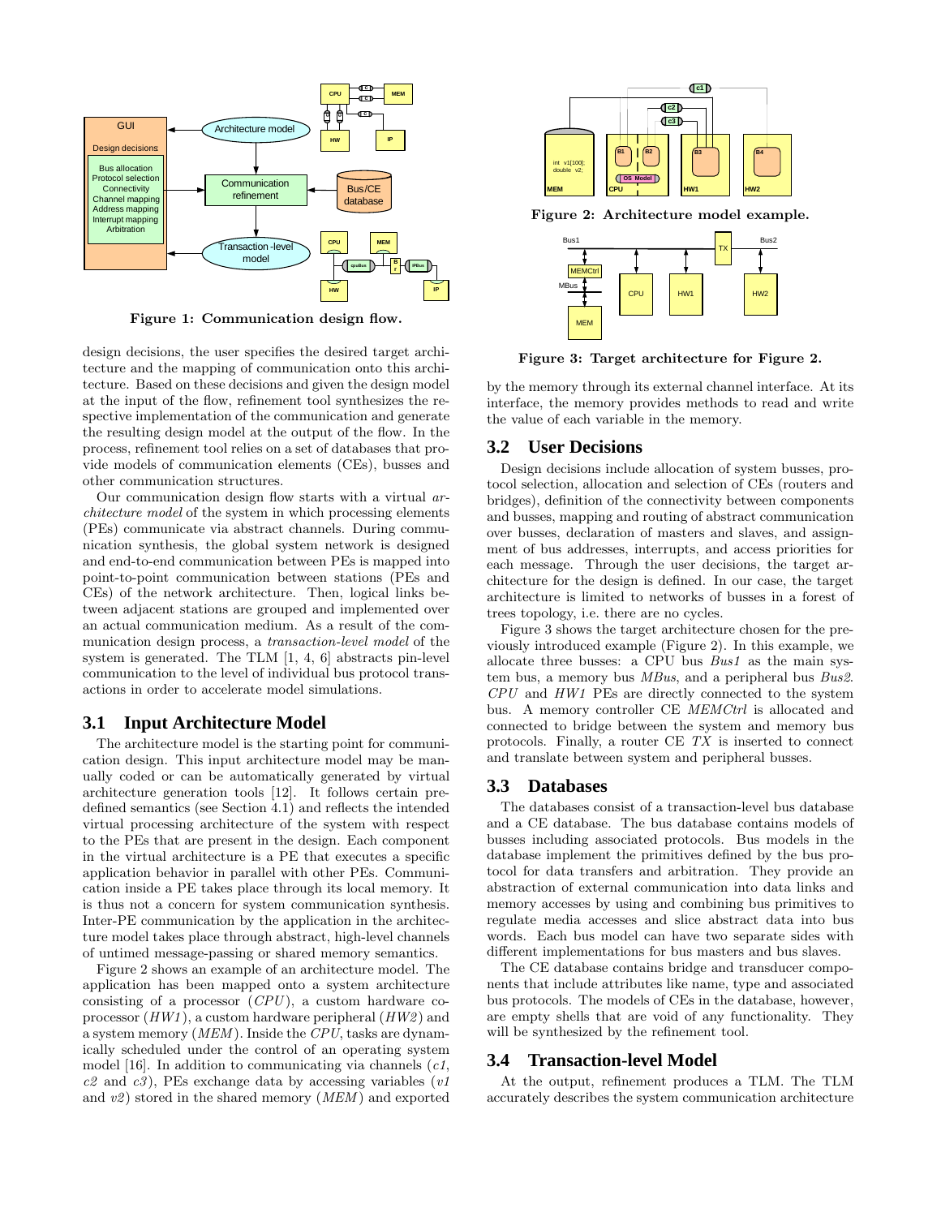Figure 1: Communication design flow.

design decisions, the user specifies the desired target architecture and the mapping of communication onto this architecture. Based on these decisions and given the design model at the input of the flow, refinement tool synthesizes the respective implementation of the communication and generate the resulting design model at the output of the flow. In the process, refinement tool relies on a set of databases that provide models of communication elements (CEs), busses and other communication structures.

Our communication design flow starts with a virtual *architecture model* of the system in which processing elements (PEs) communicate via abstract channels. During communication synthesis, the global system network is designed and end-to-end communication between PEs is mapped into point-to-point communication between stations (PEs and CEs) of the network architecture. Then, logical links between adjacent stations are grouped and implemented over an actual communication medium. As a result of the communication design process, a *transaction-level model* of the system is generated. The TLM [1, 4, 6] abstracts pin-level communication to the level of individual bus protocol transactions in order to accelerate model simulations.

## 3.1 Input Architecture Model

The architecture model is the starting point for communication design. This input architecture model may be manually coded or can be automatically generated by virtual architecture generation tools [12]. It follows certain predefined semantics (see Section 4.1) and reflects the intended virtual processing architecture of the system with respect to the PEs that are present in the design. Each component in the virtual architecture is a PE that executes a specific application behavior in parallel with other PEs. Communication inside a PE takes place through its local memory. It is thus not a concern for system communication synthesis. Inter-PE communication by the application in the architecture model takes place through abstract, high-level channels of untimed message-passing or shared memory semantics.

Figure 2 shows an example of an architecture model. The application has been mapped onto a system architecture consisting of a processor (*CPU*), a custom hardware coprocessor (*HW1*), a custom hardware peripheral (*HW2*) and a system memory (*MEM*). Inside the *CPU*, tasks are dynamically scheduled under the control of an operating system model [16]. In addition to communicating via channels (*c1*, *c2* and *c3*), PEs exchange data by accessing variables (*v1* and *v2*) stored in the shared memory (*MEM*) and exported by the memory through its external channel interface. At its interface, the memory provides methods to read and write the value of each variable in the memory.

Figure 2: Architecture model example.

Figure 3: Target architecture for Figure 2.

## 3.2 User Decisions

Design decisions include allocation of system busses, protocol selection, allocation and selection of CEs (routers and bridges), definition of the connectivity between components and busses, mapping and routing of abstract communication over busses, declaration of masters and slaves, and assignment of bus addresses, interrupts, and access priorities for each message. Through the user decisions, the target architecture for the design is defined. In our case, the target architecture is limited to networks of busses in a forest of trees topology, i.e. there are no cycles.

Figure 3 shows the target architecture chosen for the previously introduced example (Figure 2). In this example, we allocate three busses: a CPU bus *Bus1* as the main system bus, a memory bus *MBus*, and a peripheral bus *Bus2*. *CPU* and *HW1* PEs are directly connected to the system bus. A memory controller CE *MEMCtrl* is allocated and connected to bridge between the system and memory bus protocols. Finally, a router CE *TX* is inserted to connect and translate between system and peripheral busses.

## 3.3 Databases

The databases consist of a transaction-level bus database and a CE database. The bus database contains models of busses including associated protocols. Bus models in the database implement the primitives defined by the bus protocol for data transfers and arbitration. They provide an abstraction of external communication into data links and memory accesses by using and combining bus primitives to regulate media accesses and slice abstract data into bus words. Each bus model can have two separate sides with different implementations for bus masters and bus slaves.

The CE database contains bridge and transducer components that include attributes like name, type and associated bus protocols. The models of CEs in the database, however, are empty shells that are void of any functionality. They will be synthesized by the refinement tool.

## 3.4 Transaction-level Model

At the output, refinement produces a TLM. The TLM accurately describes the system communication architecture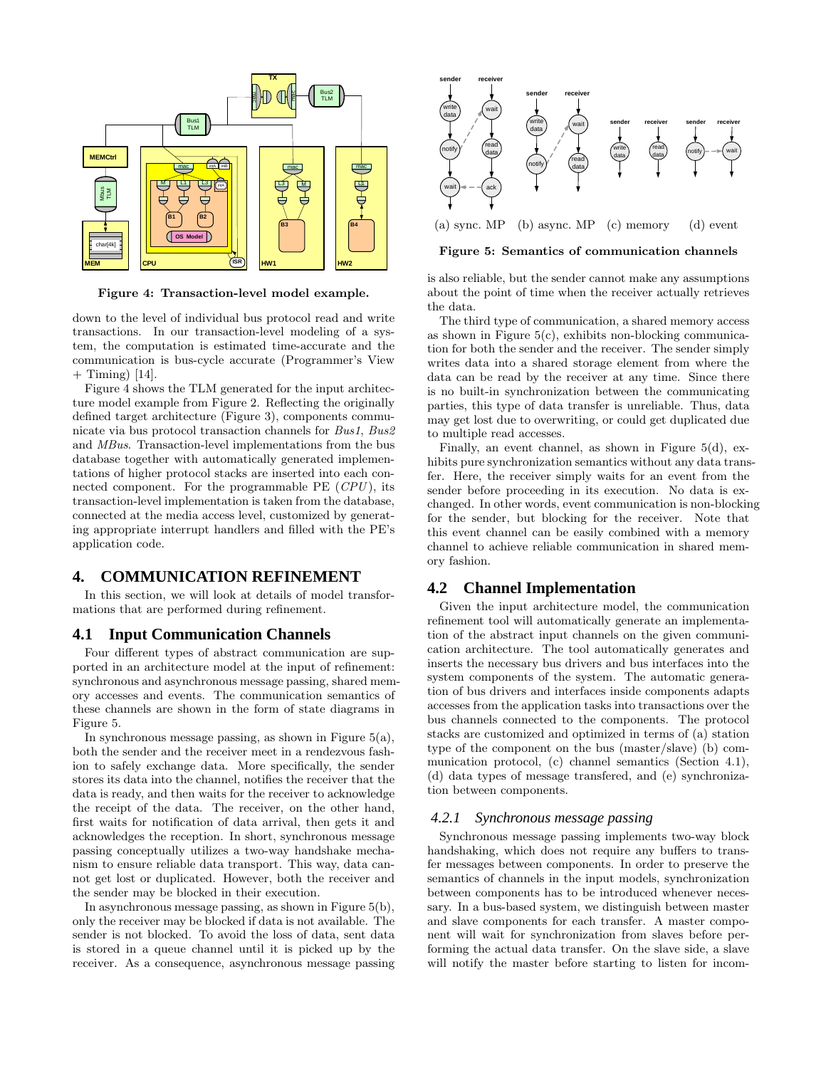**Figure 4: Transaction-level model example.**

down to the level of individual bus protocol read and write transactions. In our transaction-level modeling of a system, the computation is estimated time-accurate and the communication is bus-cycle accurate (Programmer's View + Timing) [14].

Figure 4 shows the TLM generated for the input architecture model example from Figure 2. Reflecting the originally defined target architecture (Figure 3), components communicate via bus protocol transaction channels for *Bus1*, *Bus2* and *MBus*. Transaction-level implementations from the bus database together with automatically generated implementations of higher protocol stacks are inserted into each connected component. For the programmable PE (*CPU*), its transaction-level implementation is taken from the database, connected at the media access level, customized by generating appropriate interrupt handlers and filled with the PE's application code.

# 4. COMMUNICATION REFINEMENT

In this section, we will look at details of model transformations that are performed during refinement.

## 4.1 Input Communication Channels

Four different types of abstract communication are supported in an architecture model at the input of refinement: synchronous and asynchronous message passing, shared memory accesses and events. The communication semantics of these channels are shown in the form of state diagrams in Figure 5.

In synchronous message passing, as shown in Figure 5(a), both the sender and the receiver meet in a rendezvous fashion to safely exchange data. More specifically, the sender stores its data into the channel, notifies the receiver that the data is ready, and then waits for the receiver to acknowledge the receipt of the data. The receiver, on the other hand, first waits for notification of data arrival, then gets it and acknowledges the reception. In short, synchronous message passing conceptually utilizes a two-way handshake mechanism to ensure reliable data transport. This way, data cannot get lost or duplicated. However, both the receiver and the sender may be blocked in their execution.

In asynchronous message passing, as shown in Figure 5(b), only the receiver may be blocked if data is not available. The sender is not blocked. To avoid the loss of data, sent data is stored in a queue channel until it is picked up by the receiver. As a consequence, asynchronous message passing is also reliable, but the sender cannot make any assumptions about the point of time when the receiver actually retrieves the data.

(a) sync. MP (b) async. MP (c) memory (d) event

**Figure 5: Semantics of communication channels**

The third type of communication, a shared memory access as shown in Figure 5(c), exhibits non-blocking communication for both the sender and the receiver. The sender simply writes data into a shared storage element from where the data can be read by the receiver at any time. Since there is no built-in synchronization between the communicating parties, this type of data transfer is unreliable. Thus, data may get lost due to overwriting, or could get duplicated due to multiple read accesses.

Finally, an event channel, as shown in Figure 5(d), exhibits pure synchronization semantics without any data transfer. Here, the receiver simply waits for an event from the sender before proceeding in its execution. No data is exchanged. In other words, event communication is non-blocking for the sender, but blocking for the receiver. Note that this event channel can be easily combined with a memory channel to achieve reliable communication in shared memory fashion.

## 4.2 Channel Implementation

Given the input architecture model, the communication refinement tool will automatically generate an implementation of the abstract input channels on the given communication architecture. The tool automatically generates and inserts the necessary bus drivers and bus interfaces into the system components of the system. The automatic generation of bus drivers and interfaces inside components adapts accesses from the application tasks into transactions over the bus channels connected to the components. The protocol stacks are customized and optimized in terms of (a) station type of the component on the bus (master/slave) (b) communication protocol, (c) channel semantics (Section 4.1), (d) data types of message transfered, and (e) synchronization between components.

### 4.2.1 Synchronous message passing

Synchronous message passing implements two-way block handshaking, which does not require any buffers to transfer messages between components. In order to preserve the semantics of channels in the input models, synchronization between components has to be introduced whenever necessary. In a bus-based system, we distinguish between master and slave components for each transfer. A master component will wait for synchronization from slaves before performing the actual data transfer. On the slave side, a slave will notify the master before starting to listen for incom-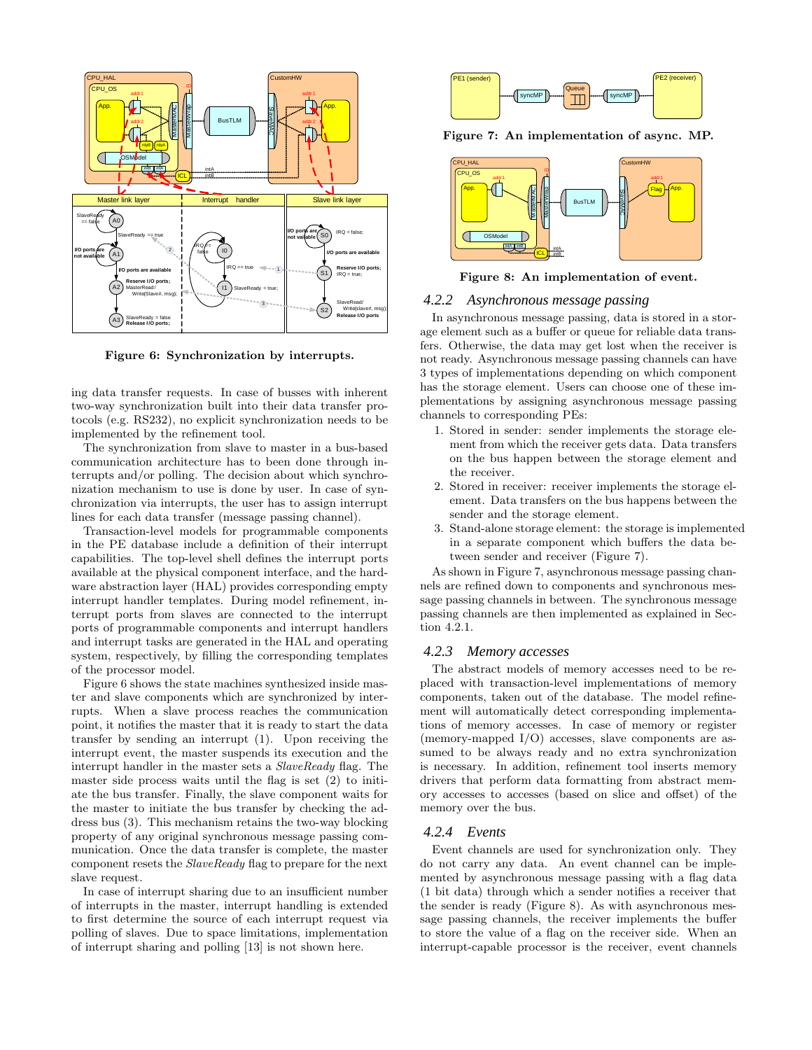Figure 6: Synchronization by interrupts.

ing data transfer requests. In case of busses with inherent two-way synchronization built into their data transfer protocols (e.g. RS232), no explicit synchronization needs to be implemented by the refinement tool.

The synchronization from slave to master in a bus-based communication architecture has to been done through interrupts and/or polling. The decision about which synchronization mechanism to use is done by user. In case of synchronization via interrupts, the user has to assign interrupt lines for each data transfer (message passing channel).

Transaction-level models for programmable components in the PE database include a definition of their interrupt capabilities. The top-level shell defines the interrupt ports available at the physical component interface, and the hardware abstraction layer (HAL) provides corresponding empty interrupt handler templates. During model refinement, interrupt ports from slaves are connected to the interrupt ports of programmable components and interrupt handlers and interrupt tasks are generated in the HAL and operating system, respectively, by filling the corresponding templates of the processor model.

Figure 6 shows the state machines synthesized inside master and slave components which are synchronized by interrupts. When a slave process reaches the communication point, it notifies the master that it is ready to start the data transfer by sending an interrupt (1). Upon receiving the interrupt event, the master suspends its execution and the interrupt handler in the master sets a *SlaveReady* flag. The master side process waits until the flag is set (2) to initiate the bus transfer. Finally, the slave component waits for the master to initiate the bus transfer by checking the address bus (3). This mechanism retains the two-way blocking property of any original synchronous message passing communication. Once the data transfer is complete, the master component resets the *SlaveReady* flag to prepare for the next slave request.

In case of interrupt sharing due to an insufficient number of interrupts in the master, interrupt handling is extended to first determine the source of each interrupt request via polling of slaves. Due to space limitations, implementation of interrupt sharing and polling [13] is not shown here.

Figure 7: An implementation of async. MP.

Figure 8: An implementation of event.

### 4.2.2 Asynchronous message passing

In asynchronous message passing, data is stored in a storage element such as a buffer or queue for reliable data transfers. Otherwise, the data may get lost when the receiver is not ready. Asynchronous message passing channels can have 3 types of implementations depending on which component has the storage element. Users can choose one of these implementations by assigning asynchronous message passing channels to corresponding PEs:

1. Stored in sender: sender implements the storage element from which the receiver gets data. Data transfers on the bus happen between the storage element and the receiver.
2. Stored in receiver: receiver implements the storage element. Data transfers on the bus happens between the sender and the storage element.
3. Stand-alone storage element: the storage is implemented in a separate component which buffers the data between sender and receiver (Figure 7).

As shown in Figure 7, asynchronous message passing channels are refined down to components and synchronous message passing channels in between. The synchronous message passing channels are then implemented as explained in Section 4.2.1.

### 4.2.3 Memory accesses

The abstract models of memory accesses need to be replaced with transaction-level implementations of memory components, taken out of the database. The model refinement will automatically detect corresponding implementations of memory accesses. In case of memory or register (memory-mapped I/O) accesses, slave components are assumed to be always ready and no extra synchronization is necessary. In addition, refinement tool inserts memory drivers that perform data formatting from abstract memory accesses to accesses (based on slice and offset) of the memory over the bus.

### 4.2.4 Events

Event channels are used for synchronization only. They do not carry any data. An event channel can be implemented by asynchronous message passing with a flag data (1 bit data) through which a sender notifies a receiver that the sender is ready (Figure 8). As with asynchronous message passing channels, the receiver implements the buffer to store the value of a flag on the receiver side. When an interrupt-capable processor is the receiver, event channels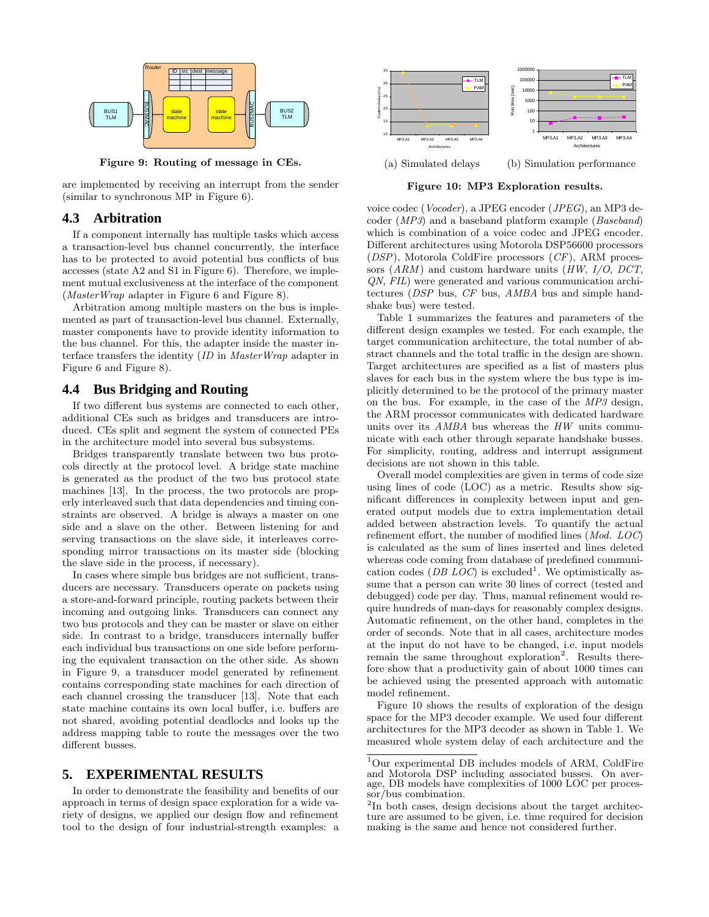Figure 9: Routing of message in CEs.

are implemented by receiving an interrupt from the sender (similar to synchronous MP in Figure 6).

### 4.3 Arbitration

If a component internally has multiple tasks which access a transaction-level bus channel concurrently, the interface has to be protected to avoid potential bus conflicts of bus accesses (state A2 and S1 in Figure 6). Therefore, we implement mutual exclusiveness at the interface of the component (*MasterWrap* adapter in Figure 6 and Figure 8).

Arbitration among multiple masters on the bus is implemented as part of transaction-level bus channel. Externally, master components have to provide identity information to the bus channel. For this, the adapter inside the master interface transfers the identity (*ID* in *MasterWrap* adapter in Figure 6 and Figure 8).

### 4.4 Bus Bridging and Routing

If two different bus systems are connected to each other, additional CEs such as bridges and transducers are introduced. CEs split and segment the system of connected PEs in the architecture model into several bus subsystems.

Bridges transparently translate between two bus protocols directly at the protocol level. A bridge state machine is generated as the product of the two bus protocol state machines [13]. In the process, the two protocols are properly interleaved such that data dependencies and timing constraints are observed. A bridge is always a master on one side and a slave on the other. Between listening for and serving transactions on the slave side, it interleaves corresponding mirror transactions on its master side (blocking the slave side in the process, if necessary).

In cases where simple bus bridges are not sufficient, transducers are necessary. Transducers operate on packets using a store-and-forward principle, routing packets between their incoming and outgoing links. Transducers can connect any two bus protocols and they can be master or slave on either side. In contrast to a bridge, transducers internally buffer each individual bus transactions on one side before performing the equivalent transaction on the other side. As shown in Figure 9, a transducer model generated by refinement contains corresponding state machines for each direction of each channel crossing the transducer [13]. Note that each state machine contains its own local buffer, i.e. buffers are not shared, avoiding potential deadlocks and looks up the address mapping table to route the messages over the two different busses.

## 5. EXPERIMENTAL RESULTS

In order to demonstrate the feasibility and benefits of our approach in terms of design space exploration for a wide variety of designs, we applied our design flow and refinement tool to the design of four industrial-strength examples: a voice codec (*Vocoder*), a JPEG encoder (*JPEG*), an MP3 decoder (*MP3*) and a baseband platform example (*Baseband*) which is combination of a voice codec and JPEG encoder. Different architectures using Motorola DSP56600 processors (*DSP*), Motorola ColdFire processors (*CF*), ARM processors (*ARM*) and custom hardware units (*HW*, *I/O*, *DCT*, *QN*, *FIL*) were generated and various communication architectures (*DSP* bus, *CF* bus, *AMBA* bus and simple handshake bus) were tested.

(a) Simulated delays (b) Simulation performance

Figure 10: MP3 Exploration results.

Table 1 summarizes the features and parameters of the different design examples we tested. For each example, the target communication architecture, the total number of abstract channels and the total traffic in the design are shown. Target architectures are specified as a list of masters plus slaves for each bus in the system where the bus type is implicitly determined to be the protocol of the primary master on the bus. For example, in the case of the *MP3* design, the ARM processor communicates with dedicated hardware units over its *AMBA* bus whereas the *HW* units communicate with each other through separate handshake busses. For simplicity, routing, address and interrupt assignment decisions are not shown in this table.

Overall model complexities are given in terms of code size using lines of code (LOC) as a metric. Results show significant differences in complexity between input and generated output models due to extra implementation detail added between abstraction levels. To quantify the actual refinement effort, the number of modified lines (*Mod. LOC*) is calculated as the sum of lines inserted and lines deleted whereas code coming from database of predefined communication codes (*DB LOC*) is excluded[1]. We optimistically assume that a person can write 30 lines of correct (tested and debugged) code per day. Thus, manual refinement would require hundreds of man-days for reasonably complex designs. Automatic refinement, on the other hand, completes in the order of seconds. Note that in all cases, architecture modes at the input do not have to be changed, i.e. input models remain the same throughout exploration[2]. Results therefore show that a productivity gain of about 1000 times can be achieved using the presented approach with automatic model refinement.

Figure 10 shows the results of exploration of the design space for the MP3 decoder example. We used four different architectures for the MP3 decoder as shown in Table 1. We measured whole system delay of each architecture and the

[1] Our experimental DB includes models of ARM, ColdFire and Motorola DSP including associated busses. On average, DB models have complexities of 1000 LOC per processor/bus combination.

[2] In both cases, design decisions about the target architecture are assumed to be given, i.e. time required for decision making is the same and hence not considered further.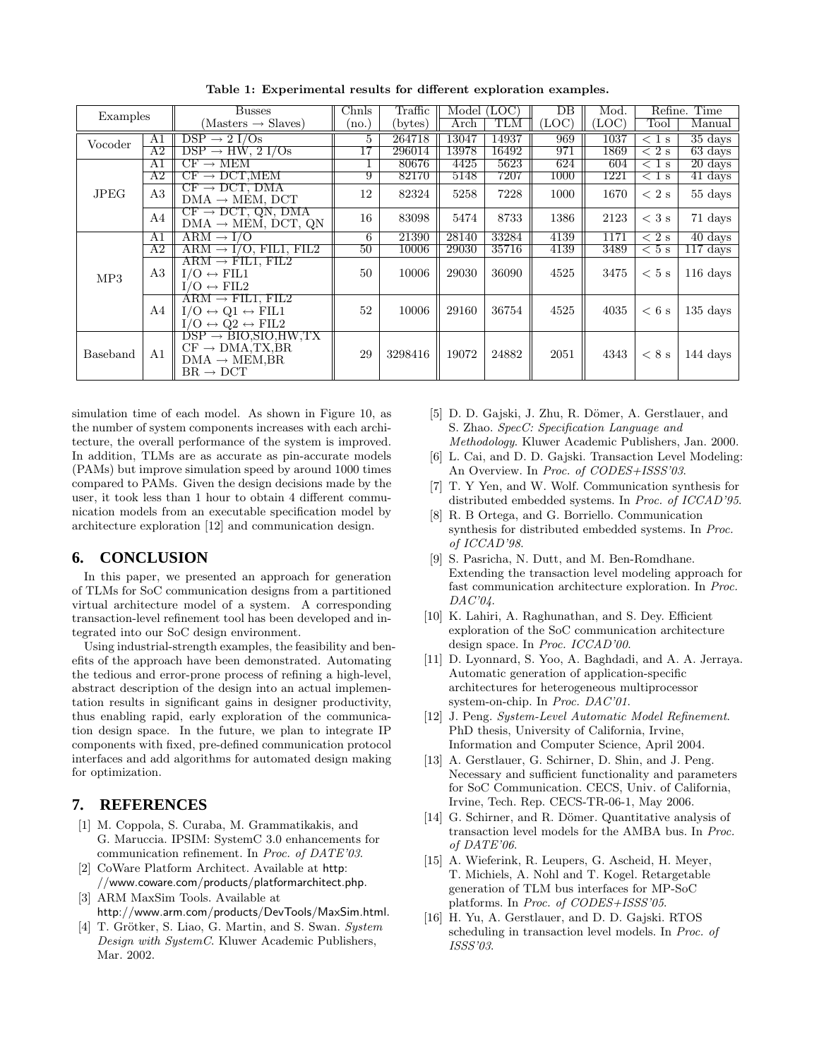**Table 1: Experimental results for different exploration examples.**

| Examples | | Busses (Masters → Slaves) | Chnls (no.) | Traffic (bytes) | Model (LOC) | | DB (LOC) | Mod. (LOC) | Refine. Time | |
|---|---|---|---|---|---|---|---|---|---|---|
| | | | | | Arch | TLM | | | Tool | Manual |
| Vocoder | A1 | DSP → 2 I/Os | 5 | 264718 | 13047 | 14937 | 969 | 1037 | < 1 s | 35 days |
| | A2 | DSP → HW, 2 I/Os | 17 | 296014 | 13978 | 16492 | 971 | 1869 | < 2 s | 63 days |
| JPEG | A1 | CF → MEM | 1 | 80676 | 4425 | 5623 | 624 | 604 | < 1 s | 20 days |
| | A2 | CF → DCT,MEM | 9 | 82170 | 5148 | 7207 | 1000 | 1221 | < 1 s | 41 days |
| | A3 | CF → DCT, DMA<br>DMA → MEM, DCT | 12 | 82324 | 5258 | 7228 | 1000 | 1670 | < 2 s | 55 days |
| | A4 | CF → DCT, QN, DMA<br>DMA → MEM, DCT, QN | 16 | 83098 | 5474 | 8733 | 1386 | 2123 | < 3 s | 71 days |
| MP3 | A1 | ARM → I/O | 6 | 21390 | 28140 | 33284 | 4139 | 1171 | < 2 s | 40 days |
| | A2 | ARM → I/O, FIL1, FIL2 | 50 | 10006 | 29030 | 35716 | 4139 | 3489 | < 5 s | 117 days |
| | A3 | ARM → FIL1, FIL2<br>I/O ↔ FIL1<br>I/O ↔ FIL2 | 50 | 10006 | 29030 | 36090 | 4525 | 3475 | < 5 s | 116 days |
| | A4 | ARM → FIL1, FIL2<br>I/O ↔ Q1 ↔ FIL1<br>I/O ↔ Q2 ↔ FIL2 | 52 | 10006 | 29160 | 36754 | 4525 | 4035 | < 6 s | 135 days |
| Baseband | A1 | DSP → BIO,SIO,HW,TX<br>CF → DMA,TX,BR<br>DMA → MEM,BR<br>BR → DCT | 29 | 3298416 | 19072 | 24882 | 2051 | 4343 | < 8 s | 144 days |

simulation time of each model. As shown in Figure 10, as the number of system components increases with each architecture, the overall performance of the system is improved. In addition, TLMs are as accurate as pin-accurate models (PAMs) but improve simulation speed by around 1000 times compared to PAMs. Given the design decisions made by the user, it took less than 1 hour to obtain 4 different communication models from an executable specification model by architecture exploration [12] and communication design.

## 6. CONCLUSION

In this paper, we presented an approach for generation of TLMs for SoC communication designs from a partitioned virtual architecture model of a system. A corresponding transaction-level refinement tool has been developed and integrated into our SoC design environment.

Using industrial-strength examples, the feasibility and benefits of the approach have been demonstrated. Automating the tedious and error-prone process of refining a high-level, abstract description of the design into an actual implementation results in significant gains in designer productivity, thus enabling rapid, early exploration of the communication design space. In the future, we plan to integrate IP components with fixed, pre-defined communication protocol interfaces and add algorithms for automated design making for optimization.

## 7. REFERENCES

[1] M. Coppola, S. Curaba, M. Grammatikakis, and G. Maruccia. IPSIM: SystemC 3.0 enhancements for communication refinement. In *Proc. of DATE'03*.

[2] CoWare Platform Architect. Available at http://www.coware.com/products/platformarchitect.php.

[3] ARM MaxSim Tools. Available at http://www.arm.com/products/DevTools/MaxSim.html.

[4] T. Grötker, S. Liao, G. Martin, and S. Swan. *System Design with SystemC*. Kluwer Academic Publishers, Mar. 2002.

[5] D. D. Gajski, J. Zhu, R. Dömer, A. Gerstlauer, and S. Zhao. *SpecC: Specification Language and Methodology*. Kluwer Academic Publishers, Jan. 2000.

[6] L. Cai, and D. D. Gajski. Transaction Level Modeling: An Overview. In *Proc. of CODES+ISSS'03*.

[7] T. Y Yen, and W. Wolf. Communication synthesis for distributed embedded systems. In *Proc. of ICCAD'95*.

[8] R. B Ortega, and G. Borriello. Communication synthesis for distributed embedded systems. In *Proc. of ICCAD'98*.

[9] S. Pasricha, N. Dutt, and M. Ben-Romdhane. Extending the transaction level modeling approach for fast communication architecture exploration. In *Proc. DAC'04*.

[10] K. Lahiri, A. Raghunathan, and S. Dey. Efficient exploration of the SoC communication architecture design space. In *Proc. ICCAD'00*.

[11] D. Lyonnard, S. Yoo, A. Baghdadi, and A. A. Jerraya. Automatic generation of application-specific architectures for heterogeneous multiprocessor system-on-chip. In *Proc. DAC'01*.

[12] J. Peng. *System-Level Automatic Model Refinement*. PhD thesis, University of California, Irvine, Information and Computer Science, April 2004.

[13] A. Gerstlauer, G. Schirner, D. Shin, and J. Peng. Necessary and sufficient functionality and parameters for SoC Communication. CECS, Univ. of California, Irvine, Tech. Rep. CECS-TR-06-1, May 2006.

[14] G. Schirner, and R. Dömer. Quantitative analysis of transaction level models for the AMBA bus. In *Proc. of DATE'06*.

[15] A. Wieferink, R. Leupers, G. Ascheid, H. Meyer, T. Michiels, A. Nohl and T. Kogel. Retargetable generation of TLM bus interfaces for MP-SoC platforms. In *Proc. of CODES+ISSS'05*.

[16] H. Yu, A. Gerstlauer, and D. D. Gajski. RTOS scheduling in transaction level models. In *Proc. of ISSS'03*.